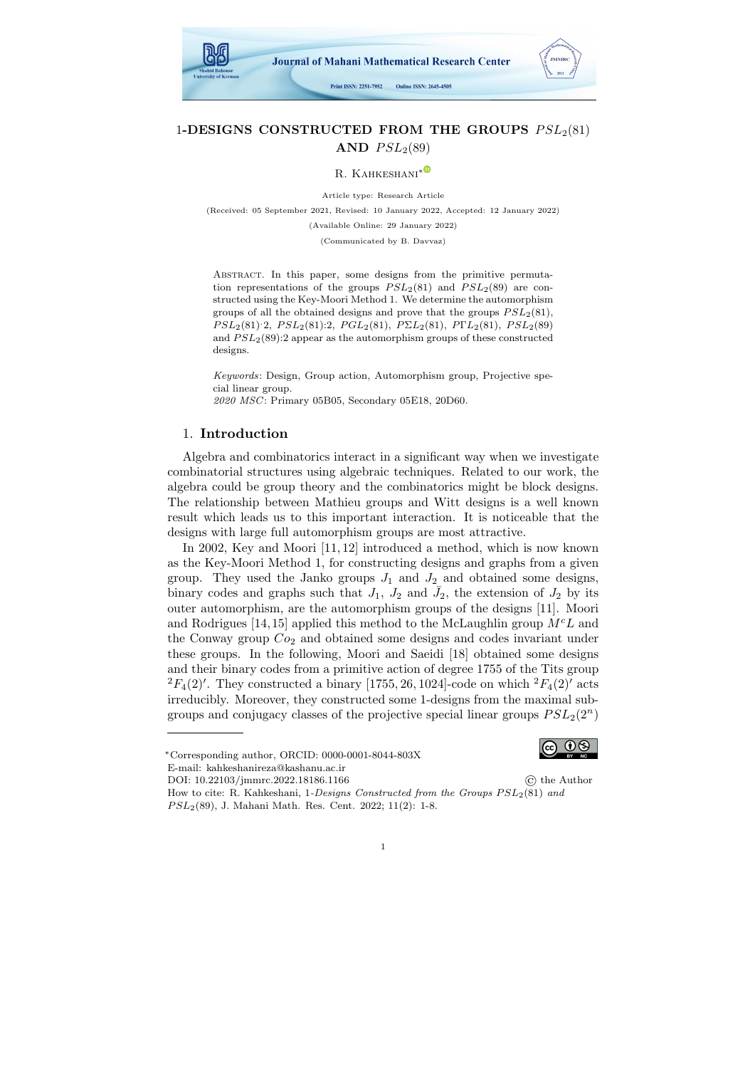# 1-DESIGNS CONSTRUCTED FROM THE GROUPS $PSL_2(81)$ AND $PSL_2(89)$

R. Kahkeshani*

Article type: Research Article

(Received: 05 September 2021, Revised: 10 January 2022, Accepted: 12 January 2022)

(Available Online: 29 January 2022)

(Communicated by B. Davvaz)

Abstract. In this paper, some designs from the primitive permutation representations of the groups $PSL_2(81)$ and $PSL_2(89)$ are constructed using the Key-Moori Method 1. We determine the automorphism groups of all the obtained designs and prove that the groups $PSL_2(81)$, $PSL_2(81){\cdot}2$, $PSL_2(81){:}2$, $PGL_2(81)$, $P\Sigma L_2(81)$, $P\Gamma L_2(81)$, $PSL_2(89)$ and $PSL_2(89){:}2$ appear as the automorphism groups of these constructed designs.

*Keywords*: Design, Group action, Automorphism group, Projective special linear group.
*2020 MSC*: Primary 05B05, Secondary 05E18, 20D60.

## 1. Introduction

Algebra and combinatorics interact in a significant way when we investigate combinatorial structures using algebraic techniques. Related to our work, the algebra could be group theory and the combinatorics might be block designs. The relationship between Mathieu groups and Witt designs is a well known result which leads us to this important interaction. It is noticeable that the designs with large full automorphism groups are most attractive.

In 2002, Key and Moori [11, 12] introduced a method, which is now known as the Key-Moori Method 1, for constructing designs and graphs from a given group. They used the Janko groups $J_1$ and $J_2$ and obtained some designs, binary codes and graphs such that $J_1$, $J_2$ and $\bar{J}_2$, the extension of $J_2$ by its outer automorphism, are the automorphism groups of the designs [11]. Moori and Rodrigues [14, 15] applied this method to the McLaughlin group $M^cL$ and the Conway group $Co_2$ and obtained some designs and codes invariant under these groups. In the following, Moori and Saeidi [18] obtained some designs and their binary codes from a primitive action of degree 1755 of the Tits group $^2F_4(2)'$. They constructed a binary $[1755, 26, 1024]$-code on which $^2F_4(2)'$ acts irreducibly. Moreover, they constructed some 1-designs from the maximal subgroups and conjugacy classes of the projective special linear groups $PSL_2(2^n)$

---

*Corresponding author, ORCID: 0000-0001-8044-803X
E-mail: kahkeshanireza@kashanu.ac.ir
DOI: 10.22103/jmmrc.2022.18186.1166
© the Author
How to cite: R. Kahkeshani, 1-*Designs Constructed from the Groups* $PSL_2(81)$ *and* $PSL_2(89)$, J. Mahani Math. Res. Cent. 2022; 11(2): 1-8.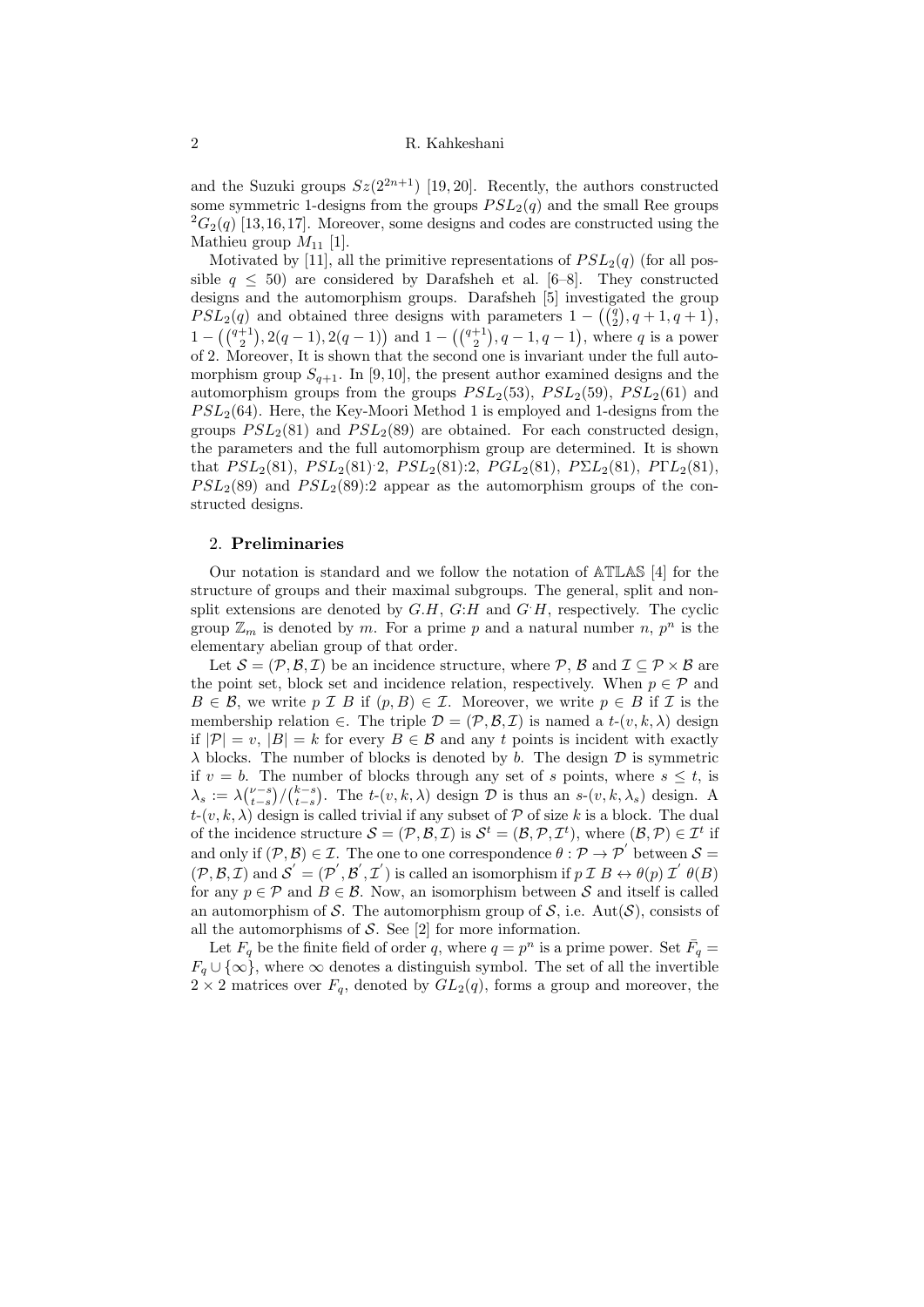and the Suzuki groups $Sz(2^{2n+1})$ [19, 20]. Recently, the authors constructed some symmetric 1-designs from the groups $PSL_2(q)$ and the small Ree groups ${}^2G_2(q)$ [13,16,17]. Moreover, some designs and codes are constructed using the Mathieu group $M_{11}$ [1].

Motivated by [11], all the primitive representations of $PSL_2(q)$ (for all possible $q \leq 50$) are considered by Darafsheh et al. [6–8]. They constructed designs and the automorphism groups. Darafsheh [5] investigated the group $PSL_2(q)$ and obtained three designs with parameters $1-\left(\binom{q}{2}, q+1, q+1\right)$, $1-\left(\binom{q+1}{2}, 2(q-1), 2(q-1)\right)$ and $1-\left(\binom{q+1}{2}, q-1, q-1\right)$, where $q$ is a power of 2. Moreover, It is shown that the second one is invariant under the full automorphism group $S_{q+1}$. In [9, 10], the present author examined designs and the automorphism groups from the groups $PSL_2(53)$, $PSL_2(59)$, $PSL_2(61)$ and $PSL_2(64)$. Here, the Key-Moori Method 1 is employed and 1-designs from the groups $PSL_2(81)$ and $PSL_2(89)$ are obtained. For each constructed design, the parameters and the full automorphism group are determined. It is shown that $PSL_2(81)$, $PSL_2(81){}^{\cdot}2$, $PSL_2(81){:}2$, $PGL_2(81)$, $P\Sigma L_2(81)$, $P\Gamma L_2(81)$, $PSL_2(89)$ and $PSL_2(89){:}2$ appear as the automorphism groups of the constructed designs.

## 2. Preliminaries

Our notation is standard and we follow the notation of $\mathbb{ATLAS}$ [4] for the structure of groups and their maximal subgroups. The general, split and non-split extensions are denoted by $G.H$, $G{:}H$ and $G{}^{\cdot}H$, respectively. The cyclic group $\mathbb{Z}_m$ is denoted by $m$. For a prime $p$ and a natural number $n$, $p^n$ is the elementary abelian group of that order.

Let $\mathcal{S} = (\mathcal{P}, \mathcal{B}, \mathcal{I})$ be an incidence structure, where $\mathcal{P}$, $\mathcal{B}$ and $\mathcal{I} \subseteq \mathcal{P} \times \mathcal{B}$ are the point set, block set and incidence relation, respectively. When $p \in \mathcal{P}$ and $B \in \mathcal{B}$, we write $p\ \mathcal{I}\ B$ if $(p, B) \in \mathcal{I}$. Moreover, we write $p \in B$ if $\mathcal{I}$ is the membership relation $\in$. The triple $\mathcal{D} = (\mathcal{P}, \mathcal{B}, \mathcal{I})$ is named a $t$-$(v, k, \lambda)$ design if $|\mathcal{P}| = v$, $|B| = k$ for every $B \in \mathcal{B}$ and any $t$ points is incident with exactly $\lambda$ blocks. The number of blocks is denoted by $b$. The design $\mathcal{D}$ is symmetric if $v = b$. The number of blocks through any set of $s$ points, where $s \leq t$, is $\lambda_s := \lambda\binom{\nu-s}{t-s}/\binom{k-s}{t-s}$. The $t$-$(v, k, \lambda)$ design $\mathcal{D}$ is thus an $s$-$(v, k, \lambda_s)$ design. A $t$-$(v, k, \lambda)$ design is called trivial if any subset of $\mathcal{P}$ of size $k$ is a block. The dual of the incidence structure $\mathcal{S} = (\mathcal{P}, \mathcal{B}, \mathcal{I})$ is $\mathcal{S}^t = (\mathcal{B}, \mathcal{P}, \mathcal{I}^t)$, where $(\mathcal{B}, \mathcal{P}) \in \mathcal{I}^t$ if and only if $(\mathcal{P}, \mathcal{B}) \in \mathcal{I}$. The one to one correspondence $\theta : \mathcal{P} \to \mathcal{P}'$ between $\mathcal{S} = (\mathcal{P}, \mathcal{B}, \mathcal{I})$ and $\mathcal{S}' = (\mathcal{P}', \mathcal{B}', \mathcal{I}')$ is called an isomorphism if $p\ \mathcal{I}\ B \leftrightarrow \theta(p)\ \mathcal{I}'\ \theta(B)$ for any $p \in \mathcal{P}$ and $B \in \mathcal{B}$. Now, an isomorphism between $\mathcal{S}$ and itself is called an automorphism of $\mathcal{S}$. The automorphism group of $\mathcal{S}$, i.e. $\mathrm{Aut}(\mathcal{S})$, consists of all the automorphisms of $\mathcal{S}$. See [2] for more information.

Let $F_q$ be the finite field of order $q$, where $q = p^n$ is a prime power. Set $\bar{F_q} = F_q \cup \{\infty\}$, where $\infty$ denotes a distinguish symbol. The set of all the invertible $2 \times 2$ matrices over $F_q$, denoted by $GL_2(q)$, forms a group and moreover, the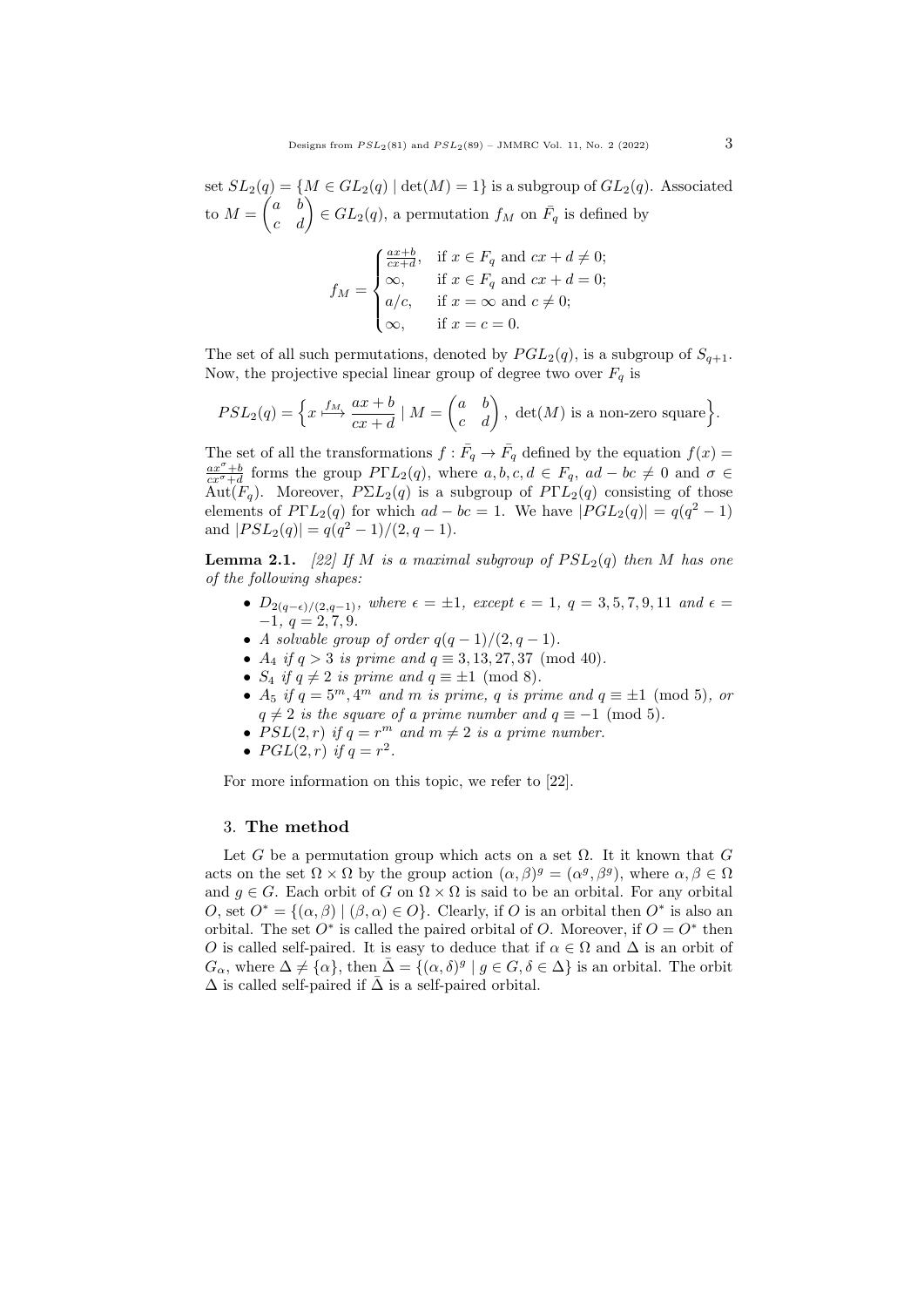set $SL_2(q) = \{M \in GL_2(q) \mid \det(M) = 1\}$ is a subgroup of $GL_2(q)$. Associated to $M = \begin{pmatrix} a & b \\ c & d \end{pmatrix} \in GL_2(q)$, a permutation $f_M$ on $\bar{F}_q$ is defined by

$$f_M = \begin{cases} \frac{ax+b}{cx+d}, & \text{if } x \in F_q \text{ and } cx+d \neq 0; \\ \infty, & \text{if } x \in F_q \text{ and } cx+d = 0; \\ a/c, & \text{if } x = \infty \text{ and } c \neq 0; \\ \infty, & \text{if } x = c = 0. \end{cases}$$

The set of all such permutations, denoted by $PGL_2(q)$, is a subgroup of $S_{q+1}$. Now, the projective special linear group of degree two over $F_q$ is

$$PSL_2(q) = \Big\{ x \overset{f_M}{\longmapsto} \frac{ax+b}{cx+d} \mid M = \begin{pmatrix} a & b \\ c & d \end{pmatrix},\ \det(M) \text{ is a non-zero square} \Big\}.$$

The set of all the transformations $f : \bar{F}_q \to \bar{F}_q$ defined by the equation $f(x) = \frac{ax^\sigma+b}{cx^\sigma+d}$ forms the group $P\Gamma L_2(q)$, where $a, b, c, d \in F_q$, $ad - bc \neq 0$ and $\sigma \in \mathrm{Aut}(F_q)$. Moreover, $P\Sigma L_2(q)$ is a subgroup of $P\Gamma L_2(q)$ consisting of those elements of $P\Gamma L_2(q)$ for which $ad - bc = 1$. We have $|PGL_2(q)| = q(q^2 - 1)$ and $|PSL_2(q)| = q(q^2 - 1)/(2, q - 1)$.

**Lemma 2.1.** *[22] If $M$ is a maximal subgroup of $PSL_2(q)$ then $M$ has one of the following shapes:*

- $D_{2(q-\epsilon)/(2,q-1)}$*, where $\epsilon = \pm 1$, except $\epsilon = 1$, $q = 3, 5, 7, 9, 11$ and $\epsilon = -1$, $q = 2, 7, 9$.*
- *A solvable group of order $q(q - 1)/(2, q - 1)$.*
- $A_4$ *if $q > 3$ is prime and $q \equiv 3, 13, 27, 37 \pmod{40}$.*
- $S_4$ *if $q \neq 2$ is prime and $q \equiv \pm 1 \pmod 8$.*
- $A_5$ *if $q = 5^m, 4^m$ and $m$ is prime, $q$ is prime and $q \equiv \pm 1 \pmod 5$, or $q \neq 2$ is the square of a prime number and $q \equiv -1 \pmod 5$.*
- $PSL(2, r)$ *if $q = r^m$ and $m \neq 2$ is a prime number.*
- $PGL(2, r)$ *if $q = r^2$.*

For more information on this topic, we refer to [22].

## 3. The method

Let $G$ be a permutation group which acts on a set $\Omega$. It it known that $G$ acts on the set $\Omega \times \Omega$ by the group action $(\alpha, \beta)^g = (\alpha^g, \beta^g)$, where $\alpha, \beta \in \Omega$ and $g \in G$. Each orbit of $G$ on $\Omega \times \Omega$ is said to be an orbital. For any orbital $O$, set $O^* = \{(\alpha, \beta) \mid (\beta, \alpha) \in O\}$. Clearly, if $O$ is an orbital then $O^*$ is also an orbital. The set $O^*$ is called the paired orbital of $O$. Moreover, if $O = O^*$ then $O$ is called self-paired. It is easy to deduce that if $\alpha \in \Omega$ and $\Delta$ is an orbit of $G_\alpha$, where $\Delta \neq \{\alpha\}$, then $\bar{\Delta} = \{(\alpha, \delta)^g \mid g \in G, \delta \in \Delta\}$ is an orbital. The orbit $\Delta$ is called self-paired if $\bar{\Delta}$ is a self-paired orbital.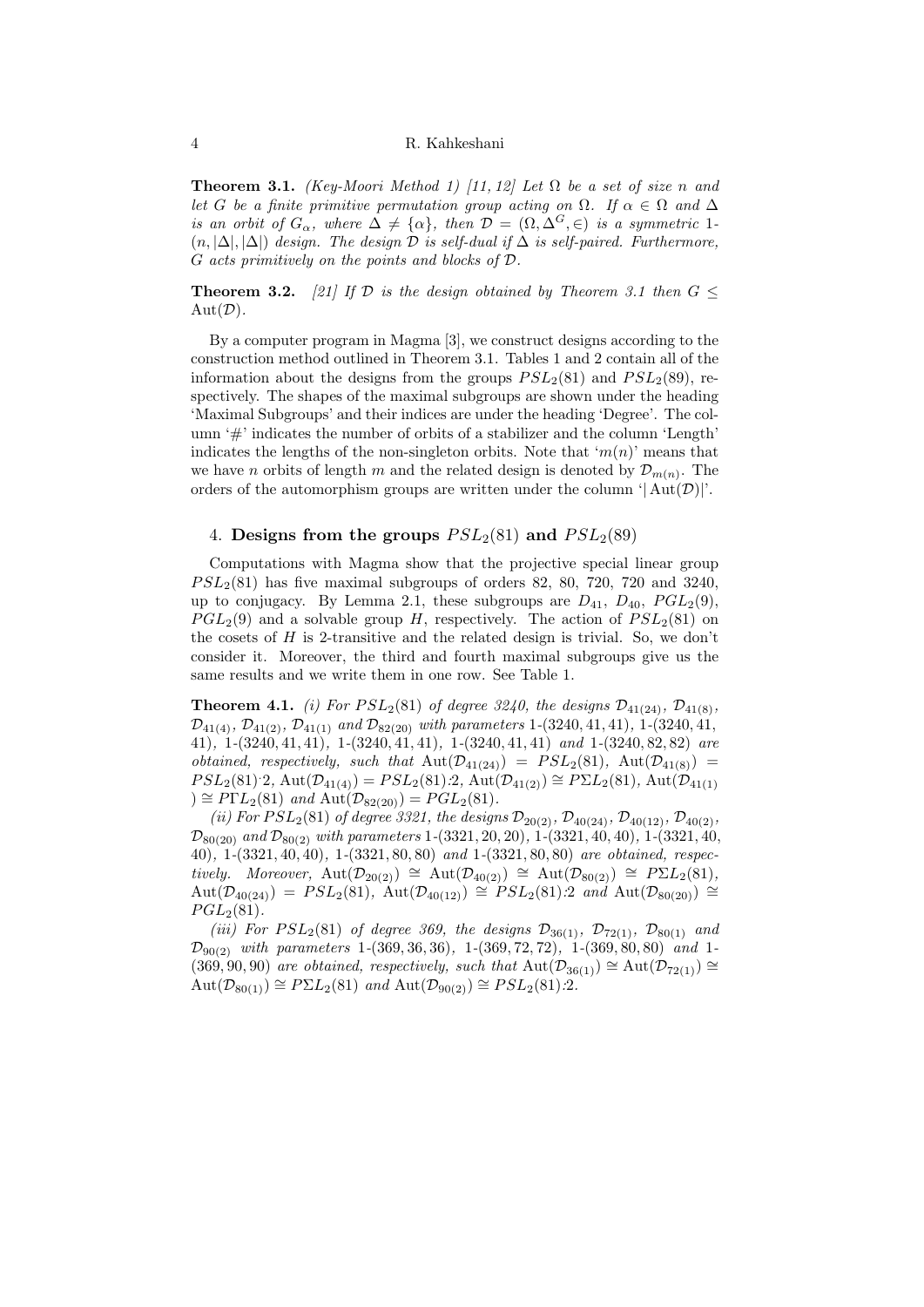**Theorem 3.1.** *(Key-Moori Method 1) [11, 12] Let $\Omega$ be a set of size $n$ and let $G$ be a finite primitive permutation group acting on $\Omega$. If $\alpha \in \Omega$ and $\Delta$ is an orbit of $G_\alpha$, where $\Delta \neq \{\alpha\}$, then $\mathcal{D} = (\Omega, \Delta^G, \in)$ is a symmetric 1-$(n, |\Delta|, |\Delta|)$ design. The design $\mathcal{D}$ is self-dual if $\Delta$ is self-paired. Furthermore, $G$ acts primitively on the points and blocks of $\mathcal{D}$.*

**Theorem 3.2.** *[21] If $\mathcal{D}$ is the design obtained by Theorem 3.1 then $G \leq \mathrm{Aut}(\mathcal{D})$.*

By a computer program in Magma [3], we construct designs according to the construction method outlined in Theorem 3.1. Tables 1 and 2 contain all of the information about the designs from the groups $PSL_2(81)$ and $PSL_2(89)$, respectively. The shapes of the maximal subgroups are shown under the heading 'Maximal Subgroups' and their indices are under the heading 'Degree'. The column '#' indicates the number of orbits of a stabilizer and the column 'Length' indicates the lengths of the non-singleton orbits. Note that '$m(n)$' means that we have $n$ orbits of length $m$ and the related design is denoted by $\mathcal{D}_{m(n)}$. The orders of the automorphism groups are written under the column '$|\mathrm{Aut}(\mathcal{D})|$'.

## 4. Designs from the groups $PSL_2(81)$ and $PSL_2(89)$

Computations with Magma show that the projective special linear group $PSL_2(81)$ has five maximal subgroups of orders 82, 80, 720, 720 and 3240, up to conjugacy. By Lemma 2.1, these subgroups are $D_{41}$, $D_{40}$, $PGL_2(9)$, $PGL_2(9)$ and a solvable group $H$, respectively. The action of $PSL_2(81)$ on the cosets of $H$ is 2-transitive and the related design is trivial. So, we don't consider it. Moreover, the third and fourth maximal subgroups give us the same results and we write them in one row. See Table 1.

**Theorem 4.1.** *(i) For $PSL_2(81)$ of degree 3240, the designs $\mathcal{D}_{41(24)}$, $\mathcal{D}_{41(8)}$, $\mathcal{D}_{41(4)}$, $\mathcal{D}_{41(2)}$, $\mathcal{D}_{41(1)}$ and $\mathcal{D}_{82(20)}$ with parameters 1-$(3240, 41, 41)$, 1-$(3240, 41, 41)$, 1-$(3240, 41, 41)$, 1-$(3240, 41, 41)$, 1-$(3240, 41, 41)$ and 1-$(3240, 82, 82)$ are obtained, respectively, such that $\mathrm{Aut}(\mathcal{D}_{41(24)}) = PSL_2(81)$, $\mathrm{Aut}(\mathcal{D}_{41(8)}) = PSL_2(81){}^{\cdot}2$, $\mathrm{Aut}(\mathcal{D}_{41(4)}) = PSL_2(81){:}2$, $\mathrm{Aut}(\mathcal{D}_{41(2)}) \cong P\Sigma L_2(81)$, $\mathrm{Aut}(\mathcal{D}_{41(1)}) \cong P\Gamma L_2(81)$ and $\mathrm{Aut}(\mathcal{D}_{82(20)}) = PGL_2(81)$.*

*(ii) For $PSL_2(81)$ of degree 3321, the designs $\mathcal{D}_{20(2)}$, $\mathcal{D}_{40(24)}$, $\mathcal{D}_{40(12)}$, $\mathcal{D}_{40(2)}$, $\mathcal{D}_{80(20)}$ and $\mathcal{D}_{80(2)}$ with parameters 1-$(3321, 20, 20)$, 1-$(3321, 40, 40)$, 1-$(3321, 40, 40)$, 1-$(3321, 40, 40)$, 1-$(3321, 80, 80)$ and 1-$(3321, 80, 80)$ are obtained, respectively. Moreover, $\mathrm{Aut}(\mathcal{D}_{20(2)}) \cong \mathrm{Aut}(\mathcal{D}_{40(2)}) \cong \mathrm{Aut}(\mathcal{D}_{80(2)}) \cong P\Sigma L_2(81)$, $\mathrm{Aut}(\mathcal{D}_{40(24)}) = PSL_2(81)$, $\mathrm{Aut}(\mathcal{D}_{40(12)}) \cong PSL_2(81){:}2$ and $\mathrm{Aut}(\mathcal{D}_{80(20)}) \cong PGL_2(81)$.*

*(iii) For $PSL_2(81)$ of degree 369, the designs $\mathcal{D}_{36(1)}$, $\mathcal{D}_{72(1)}$, $\mathcal{D}_{80(1)}$ and $\mathcal{D}_{90(2)}$ with parameters 1-$(369, 36, 36)$, 1-$(369, 72, 72)$, 1-$(369, 80, 80)$ and 1-$(369, 90, 90)$ are obtained, respectively, such that $\mathrm{Aut}(\mathcal{D}_{36(1)}) \cong \mathrm{Aut}(\mathcal{D}_{72(1)}) \cong \mathrm{Aut}(\mathcal{D}_{80(1)}) \cong P\Sigma L_2(81)$ and $\mathrm{Aut}(\mathcal{D}_{90(2)}) \cong PSL_2(81){:}2$.*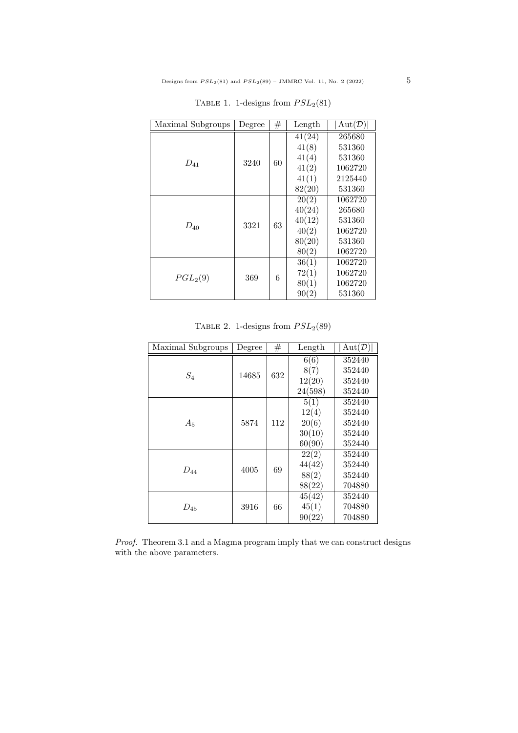Table 1. 1-designs from $PSL_2(81)$

| Maximal Subgroups | Degree | # | Length | $\|\mathrm{Aut}(\mathcal{D})\|$ |
|---|---|---|---|---|
| $D_{41}$ | 3240 | 60 | 41(24) | 265680 |
| | | | 41(8) | 531360 |
| | | | 41(4) | 531360 |
| | | | 41(2) | 1062720 |
| | | | 41(1) | 2125440 |
| | | | 82(20) | 531360 |
| $D_{40}$ | 3321 | 63 | 20(2) | 1062720 |
| | | | 40(24) | 265680 |
| | | | 40(12) | 531360 |
| | | | 40(2) | 1062720 |
| | | | 80(20) | 531360 |
| | | | 80(2) | 1062720 |
| $PGL_2(9)$ | 369 | 6 | 36(1) | 1062720 |
| | | | 72(1) | 1062720 |
| | | | 80(1) | 1062720 |
| | | | 90(2) | 531360 |

Table 2. 1-designs from $PSL_2(89)$

| Maximal Subgroups | Degree | # | Length | $\|\mathrm{Aut}(\mathcal{D})\|$ |
|---|---|---|---|---|
| $S_4$ | 14685 | 632 | 6(6) | 352440 |
| | | | 8(7) | 352440 |
| | | | 12(20) | 352440 |
| | | | 24(598) | 352440 |
| $A_5$ | 5874 | 112 | 5(1) | 352440 |
| | | | 12(4) | 352440 |
| | | | 20(6) | 352440 |
| | | | 30(10) | 352440 |
| | | | 60(90) | 352440 |
| $D_{44}$ | 4005 | 69 | 22(2) | 352440 |
| | | | 44(42) | 352440 |
| | | | 88(2) | 352440 |
| | | | 88(22) | 704880 |
| $D_{45}$ | 3916 | 66 | 45(42) | 352440 |
| | | | 45(1) | 704880 |
| | | | 90(22) | 704880 |

*Proof.* Theorem 3.1 and a Magma program imply that we can construct designs with the above parameters.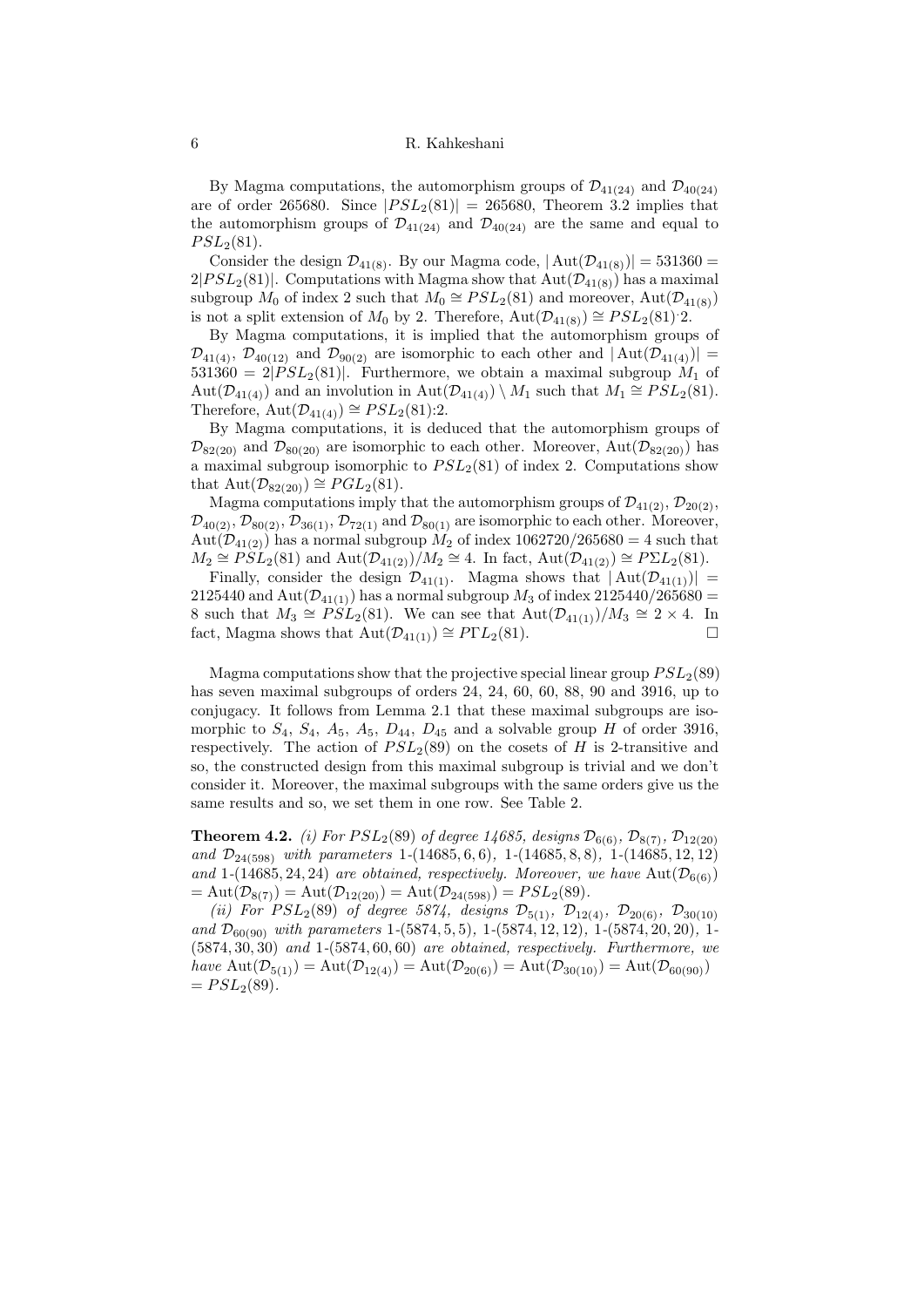By Magma computations, the automorphism groups of $\mathcal{D}_{41(24)}$ and $\mathcal{D}_{40(24)}$ are of order 265680. Since $|PSL_2(81)| = 265680$, Theorem 3.2 implies that the automorphism groups of $\mathcal{D}_{41(24)}$ and $\mathcal{D}_{40(24)}$ are the same and equal to $PSL_2(81)$.

Consider the design $\mathcal{D}_{41(8)}$. By our Magma code, $|\operatorname{Aut}(\mathcal{D}_{41(8)})| = 531360 = 2|PSL_2(81)|$. Computations with Magma show that $\operatorname{Aut}(\mathcal{D}_{41(8)})$ has a maximal subgroup $M_0$ of index 2 such that $M_0 \cong PSL_2(81)$ and moreover, $\operatorname{Aut}(\mathcal{D}_{41(8)})$ is not a split extension of $M_0$ by 2. Therefore, $\operatorname{Aut}(\mathcal{D}_{41(8)}) \cong PSL_2(81)^{\cdot}2$.

By Magma computations, it is implied that the automorphism groups of $\mathcal{D}_{41(4)}$, $\mathcal{D}_{40(12)}$ and $\mathcal{D}_{90(2)}$ are isomorphic to each other and $|\operatorname{Aut}(\mathcal{D}_{41(4)})| = 531360 = 2|PSL_2(81)|$. Furthermore, we obtain a maximal subgroup $M_1$ of $\operatorname{Aut}(\mathcal{D}_{41(4)})$ and an involution in $\operatorname{Aut}(\mathcal{D}_{41(4)}) \setminus M_1$ such that $M_1 \cong PSL_2(81)$. Therefore, $\operatorname{Aut}(\mathcal{D}_{41(4)}) \cong PSL_2(81){:}2$.

By Magma computations, it is deduced that the automorphism groups of $\mathcal{D}_{82(20)}$ and $\mathcal{D}_{80(20)}$ are isomorphic to each other. Moreover, $\operatorname{Aut}(\mathcal{D}_{82(20)})$ has a maximal subgroup isomorphic to $PSL_2(81)$ of index 2. Computations show that $\operatorname{Aut}(\mathcal{D}_{82(20)}) \cong PGL_2(81)$.

Magma computations imply that the automorphism groups of $\mathcal{D}_{41(2)}$, $\mathcal{D}_{20(2)}$, $\mathcal{D}_{40(2)}$, $\mathcal{D}_{80(2)}$, $\mathcal{D}_{36(1)}$, $\mathcal{D}_{72(1)}$ and $\mathcal{D}_{80(1)}$ are isomorphic to each other. Moreover, $\operatorname{Aut}(\mathcal{D}_{41(2)})$ has a normal subgroup $M_2$ of index $1062720/265680 = 4$ such that $M_2 \cong PSL_2(81)$ and $\operatorname{Aut}(\mathcal{D}_{41(2)})/M_2 \cong 4$. In fact, $\operatorname{Aut}(\mathcal{D}_{41(2)}) \cong P\Sigma L_2(81)$.

Finally, consider the design $\mathcal{D}_{41(1)}$. Magma shows that $|\operatorname{Aut}(\mathcal{D}_{41(1)})| = 2125440$ and $\operatorname{Aut}(\mathcal{D}_{41(1)})$ has a normal subgroup $M_3$ of index $2125440/265680 = 8$ such that $M_3 \cong PSL_2(81)$. We can see that $\operatorname{Aut}(\mathcal{D}_{41(1)})/M_3 \cong 2 \times 4$. In fact, Magma shows that $\operatorname{Aut}(\mathcal{D}_{41(1)}) \cong P\Gamma L_2(81)$. □

Magma computations show that the projective special linear group $PSL_2(89)$ has seven maximal subgroups of orders 24, 24, 60, 60, 88, 90 and 3916, up to conjugacy. It follows from Lemma 2.1 that these maximal subgroups are isomorphic to $S_4$, $S_4$, $A_5$, $A_5$, $D_{44}$, $D_{45}$ and a solvable group $H$ of order 3916, respectively. The action of $PSL_2(89)$ on the cosets of $H$ is 2-transitive and so, the constructed design from this maximal subgroup is trivial and we don't consider it. Moreover, the maximal subgroups with the same orders give us the same results and so, we set them in one row. See Table 2.

**Theorem 4.2.** *(i) For $PSL_2(89)$ of degree 14685, designs $\mathcal{D}_{6(6)}$, $\mathcal{D}_{8(7)}$, $\mathcal{D}_{12(20)}$ and $\mathcal{D}_{24(598)}$ with parameters 1-$(14685, 6, 6)$, 1-$(14685, 8, 8)$, 1-$(14685, 12, 12)$ and 1-$(14685, 24, 24)$ are obtained, respectively. Moreover, we have $\operatorname{Aut}(\mathcal{D}_{6(6)}) = \operatorname{Aut}(\mathcal{D}_{8(7)}) = \operatorname{Aut}(\mathcal{D}_{12(20)}) = \operatorname{Aut}(\mathcal{D}_{24(598)}) = PSL_2(89)$.*

*(ii) For $PSL_2(89)$ of degree 5874, designs $\mathcal{D}_{5(1)}$, $\mathcal{D}_{12(4)}$, $\mathcal{D}_{20(6)}$, $\mathcal{D}_{30(10)}$ and $\mathcal{D}_{60(90)}$ with parameters 1-$(5874, 5, 5)$, 1-$(5874, 12, 12)$, 1-$(5874, 20, 20)$, 1-$(5874, 30, 30)$ and 1-$(5874, 60, 60)$ are obtained, respectively. Furthermore, we have $\operatorname{Aut}(\mathcal{D}_{5(1)}) = \operatorname{Aut}(\mathcal{D}_{12(4)}) = \operatorname{Aut}(\mathcal{D}_{20(6)}) = \operatorname{Aut}(\mathcal{D}_{30(10)}) = \operatorname{Aut}(\mathcal{D}_{60(90)}) = PSL_2(89)$.*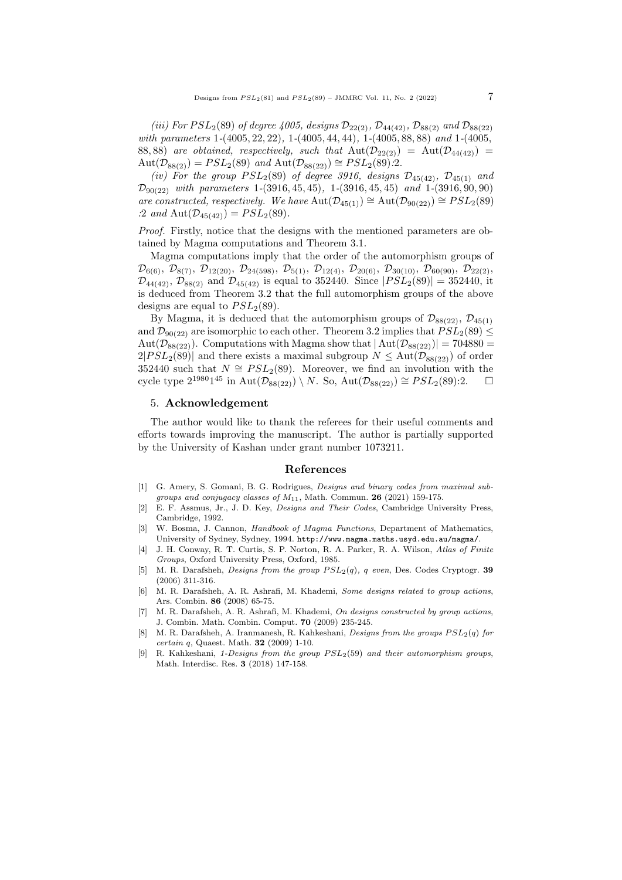*(iii) For $PSL_2(89)$ of degree 4005, designs $\mathcal{D}_{22(2)}$, $\mathcal{D}_{44(42)}$, $\mathcal{D}_{88(2)}$ and $\mathcal{D}_{88(22)}$ with parameters* 1-(4005, 22, 22), 1-(4005, 44, 44), 1-(4005, 88, 88) *and* 1-(4005, 88, 88) *are obtained, respectively, such that* $\mathrm{Aut}(\mathcal{D}_{22(2)}) = \mathrm{Aut}(\mathcal{D}_{44(42)}) = \mathrm{Aut}(\mathcal{D}_{88(2)}) = PSL_2(89)$ *and* $\mathrm{Aut}(\mathcal{D}_{88(22)}) \cong PSL_2(89){:}2$.

*(iv) For the group $PSL_2(89)$ of degree 3916, designs $\mathcal{D}_{45(42)}$, $\mathcal{D}_{45(1)}$ and $\mathcal{D}_{90(22)}$ with parameters* 1-(3916, 45, 45), 1-(3916, 45, 45) *and* 1-(3916, 90, 90) *are constructed, respectively. We have* $\mathrm{Aut}(\mathcal{D}_{45(1)}) \cong \mathrm{Aut}(\mathcal{D}_{90(22)}) \cong PSL_2(89){:}2$ *and* $\mathrm{Aut}(\mathcal{D}_{45(42)}) = PSL_2(89)$.

*Proof.* Firstly, notice that the designs with the mentioned parameters are obtained by Magma computations and Theorem 3.1.

Magma computations imply that the order of the automorphism groups of $\mathcal{D}_{6(6)}$, $\mathcal{D}_{8(7)}$, $\mathcal{D}_{12(20)}$, $\mathcal{D}_{24(598)}$, $\mathcal{D}_{5(1)}$, $\mathcal{D}_{12(4)}$, $\mathcal{D}_{20(6)}$, $\mathcal{D}_{30(10)}$, $\mathcal{D}_{60(90)}$, $\mathcal{D}_{22(2)}$, $\mathcal{D}_{44(42)}$, $\mathcal{D}_{88(2)}$ and $\mathcal{D}_{45(42)}$ is equal to 352440. Since $|PSL_2(89)| = 352440$, it is deduced from Theorem 3.2 that the full automorphism groups of the above designs are equal to $PSL_2(89)$.

By Magma, it is deduced that the automorphism groups of $\mathcal{D}_{88(22)}$, $\mathcal{D}_{45(1)}$ and $\mathcal{D}_{90(22)}$ are isomorphic to each other. Theorem 3.2 implies that $PSL_2(89) \leq \mathrm{Aut}(\mathcal{D}_{88(22)})$. Computations with Magma show that $|\mathrm{Aut}(\mathcal{D}_{88(22)})| = 704880 = 2|PSL_2(89)|$ and there exists a maximal subgroup $N \leq \mathrm{Aut}(\mathcal{D}_{88(22)})$ of order 352440 such that $N \cong PSL_2(89)$. Moreover, we find an involution with the cycle type $2^{1980}1^{45}$ in $\mathrm{Aut}(\mathcal{D}_{88(22)}) \setminus N$. So, $\mathrm{Aut}(\mathcal{D}_{88(22)}) \cong PSL_2(89){:}2$. $\square$

## 5. Acknowledgement

The author would like to thank the referees for their useful comments and efforts towards improving the manuscript. The author is partially supported by the University of Kashan under grant number 1073211.

## References

[1] G. Amery, S. Gomani, B. G. Rodrigues, *Designs and binary codes from maximal subgroups and conjugacy classes of $M_{11}$*, Math. Commun. **26** (2021) 159-175.

[2] E. F. Assmus, Jr., J. D. Key, *Designs and Their Codes*, Cambridge University Press, Cambridge, 1992.

[3] W. Bosma, J. Cannon, *Handbook of Magma Functions*, Department of Mathematics, University of Sydney, Sydney, 1994. http://www.magma.maths.usyd.edu.au/magma/.

[4] J. H. Conway, R. T. Curtis, S. P. Norton, R. A. Parker, R. A. Wilson, *Atlas of Finite Groups*, Oxford University Press, Oxford, 1985.

[5] M. R. Darafsheh, *Designs from the group $PSL_2(q)$, q even*, Des. Codes Cryptogr. **39** (2006) 311-316.

[6] M. R. Darafsheh, A. R. Ashrafi, M. Khademi, *Some designs related to group actions*, Ars. Combin. **86** (2008) 65-75.

[7] M. R. Darafsheh, A. R. Ashrafi, M. Khademi, *On designs constructed by group actions*, J. Combin. Math. Combin. Comput. **70** (2009) 235-245.

[8] M. R. Darafsheh, A. Iranmanesh, R. Kahkeshani, *Designs from the groups $PSL_2(q)$ for certain q*, Quaest. Math. **32** (2009) 1-10.

[9] R. Kahkeshani, *1-Designs from the group $PSL_2(59)$ and their automorphism groups*, Math. Interdisc. Res. **3** (2018) 147-158.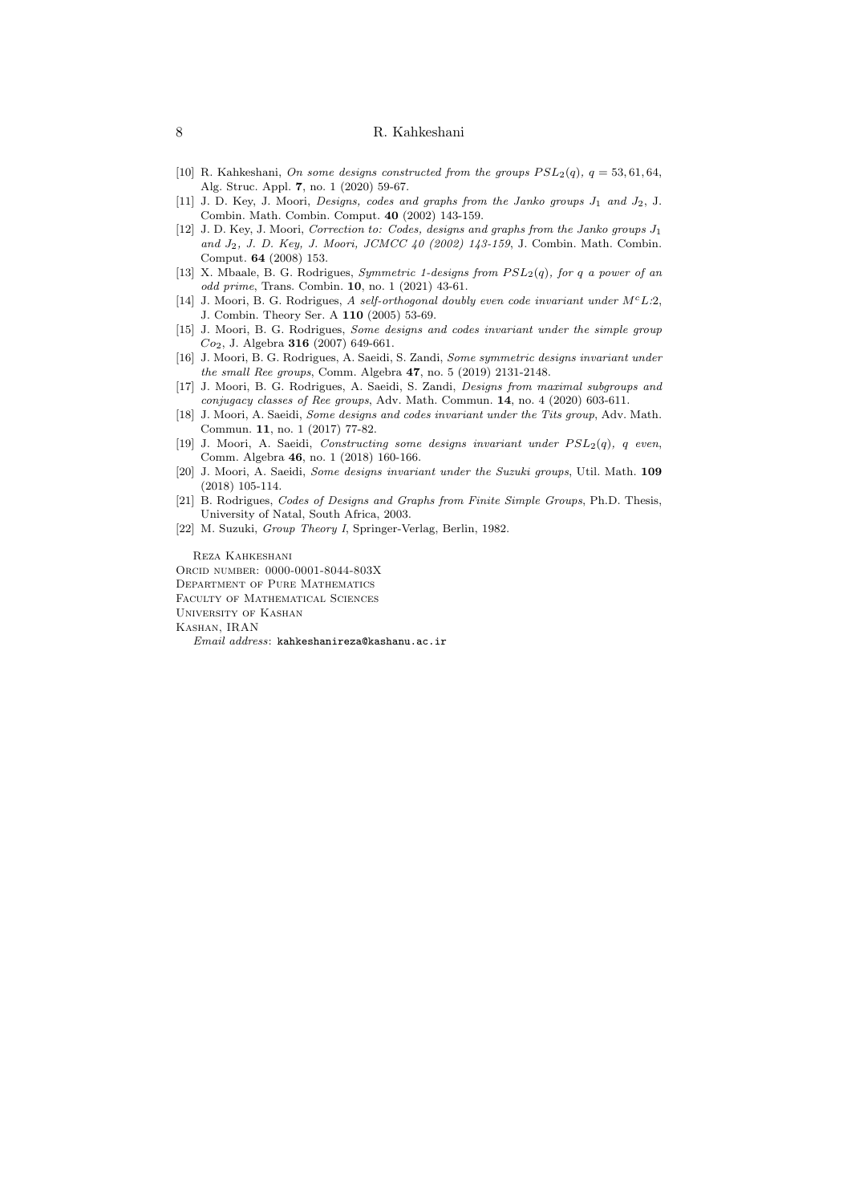[10] R. Kahkeshani, *On some designs constructed from the groups $PSL_2(q)$, $q = 53, 61, 64$*, Alg. Struc. Appl. **7**, no. 1 (2020) 59-67.

[11] J. D. Key, J. Moori, *Designs, codes and graphs from the Janko groups $J_1$ and $J_2$*, J. Combin. Math. Combin. Comput. **40** (2002) 143-159.

[12] J. D. Key, J. Moori, *Correction to: Codes, designs and graphs from the Janko groups $J_1$ and $J_2$, J. D. Key, J. Moori, JCMCC 40 (2002) 143-159*, J. Combin. Math. Combin. Comput. **64** (2008) 153.

[13] X. Mbaale, B. G. Rodrigues, *Symmetric 1-designs from $PSL_2(q)$, for q a power of an odd prime*, Trans. Combin. **10**, no. 1 (2021) 43-61.

[14] J. Moori, B. G. Rodrigues, *A self-orthogonal doubly even code invariant under $M^cL$:2*, J. Combin. Theory Ser. A **110** (2005) 53-69.

[15] J. Moori, B. G. Rodrigues, *Some designs and codes invariant under the simple group $Co_2$*, J. Algebra **316** (2007) 649-661.

[16] J. Moori, B. G. Rodrigues, A. Saeidi, S. Zandi, *Some symmetric designs invariant under the small Ree groups*, Comm. Algebra **47**, no. 5 (2019) 2131-2148.

[17] J. Moori, B. G. Rodrigues, A. Saeidi, S. Zandi, *Designs from maximal subgroups and conjugacy classes of Ree groups*, Adv. Math. Commun. **14**, no. 4 (2020) 603-611.

[18] J. Moori, A. Saeidi, *Some designs and codes invariant under the Tits group*, Adv. Math. Commun. **11**, no. 1 (2017) 77-82.

[19] J. Moori, A. Saeidi, *Constructing some designs invariant under $PSL_2(q)$, q even*, Comm. Algebra **46**, no. 1 (2018) 160-166.

[20] J. Moori, A. Saeidi, *Some designs invariant under the Suzuki groups*, Util. Math. **109** (2018) 105-114.

[21] B. Rodrigues, *Codes of Designs and Graphs from Finite Simple Groups*, Ph.D. Thesis, University of Natal, South Africa, 2003.

[22] M. Suzuki, *Group Theory I*, Springer-Verlag, Berlin, 1982.

Reza Kahkeshani
Orcid number: 0000-0001-8044-803X
Department of Pure Mathematics
Faculty of Mathematical Sciences
University of Kashan
Kashan, IRAN

*Email address*: kahkeshanireza@kashanu.ac.ir